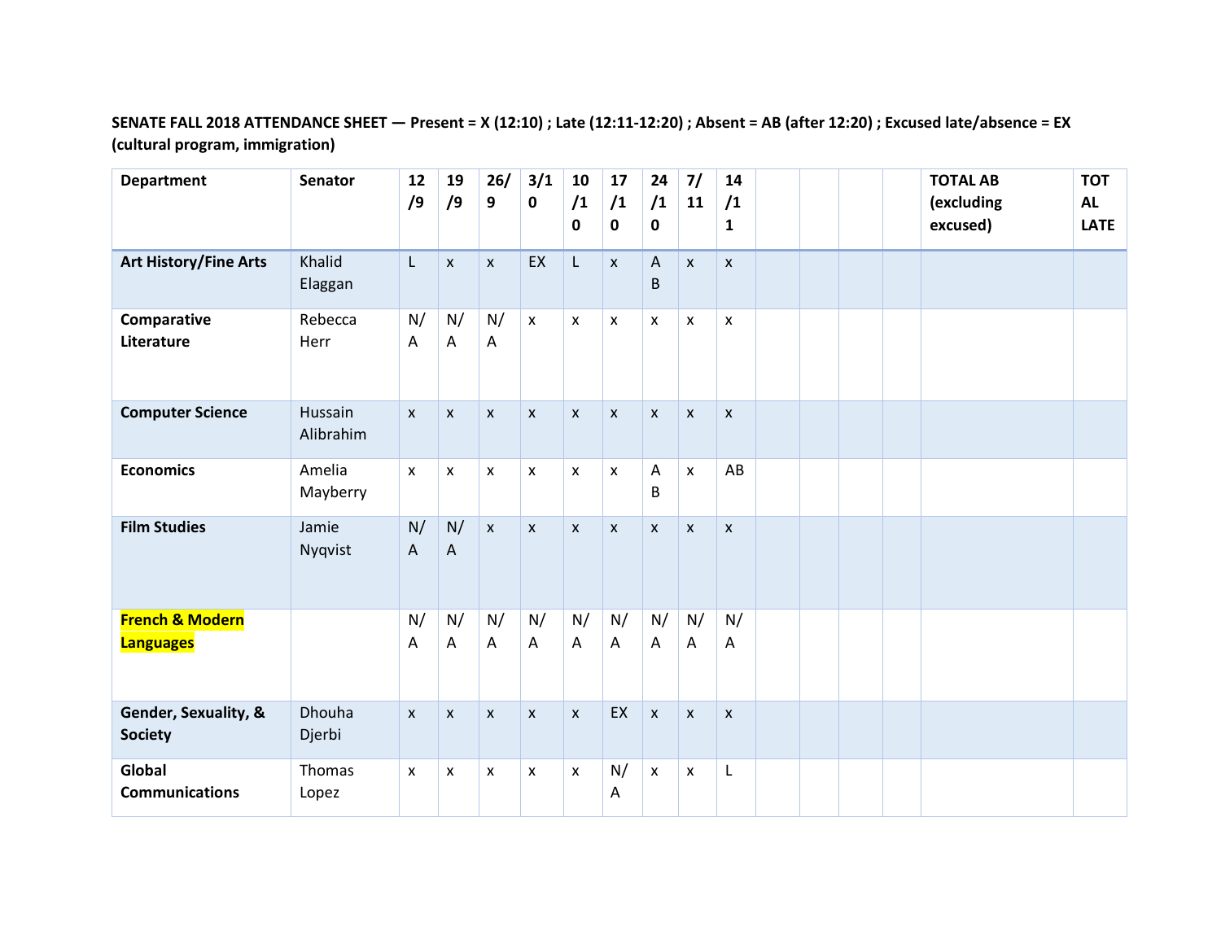**SENATE FALL 2018 ATTENDANCE SHEET — Present = X (12:10) ; Late (12:11-12:20) ; Absent = AB (after 12:20) ; Excused late/absence = EX (cultural program, immigration)**

| Department | Senator | 12/9 | 19/9 | 26/9 | 3/10 | 10/10 | 17/10 | 24/10 | 7/11 | 14/11 | | | | | TOTAL AB (excluding excused) | TOTAL LATE |
|---|---|---|---|---|---|---|---|---|---|---|---|---|---|---|---|---|
| **Art History/Fine Arts** | Khalid Elaggan | L | x | x | EX | L | x | AB | x | x | | | | | | |
| **Comparative Literature** | Rebecca Herr | N/A | N/A | N/A | x | x | x | x | x | x | | | | | | |
| **Computer Science** | Hussain Alibrahim | x | x | x | x | x | x | x | x | x | | | | | | |
| **Economics** | Amelia Mayberry | x | x | x | x | x | x | AB | x | AB | | | | | | |
| **Film Studies** | Jamie Nyqvist | N/A | N/A | x | x | x | x | x | x | x | | | | | | |
| **French & Modern Languages** | | N/A | N/A | N/A | N/A | N/A | N/A | N/A | N/A | N/A | | | | | | |
| **Gender, Sexuality, & Society** | Dhouha Djerbi | x | x | x | x | x | EX | x | x | x | | | | | | |
| **Global Communications** | Thomas Lopez | x | x | x | x | x | N/A | x | x | L | | | | | | |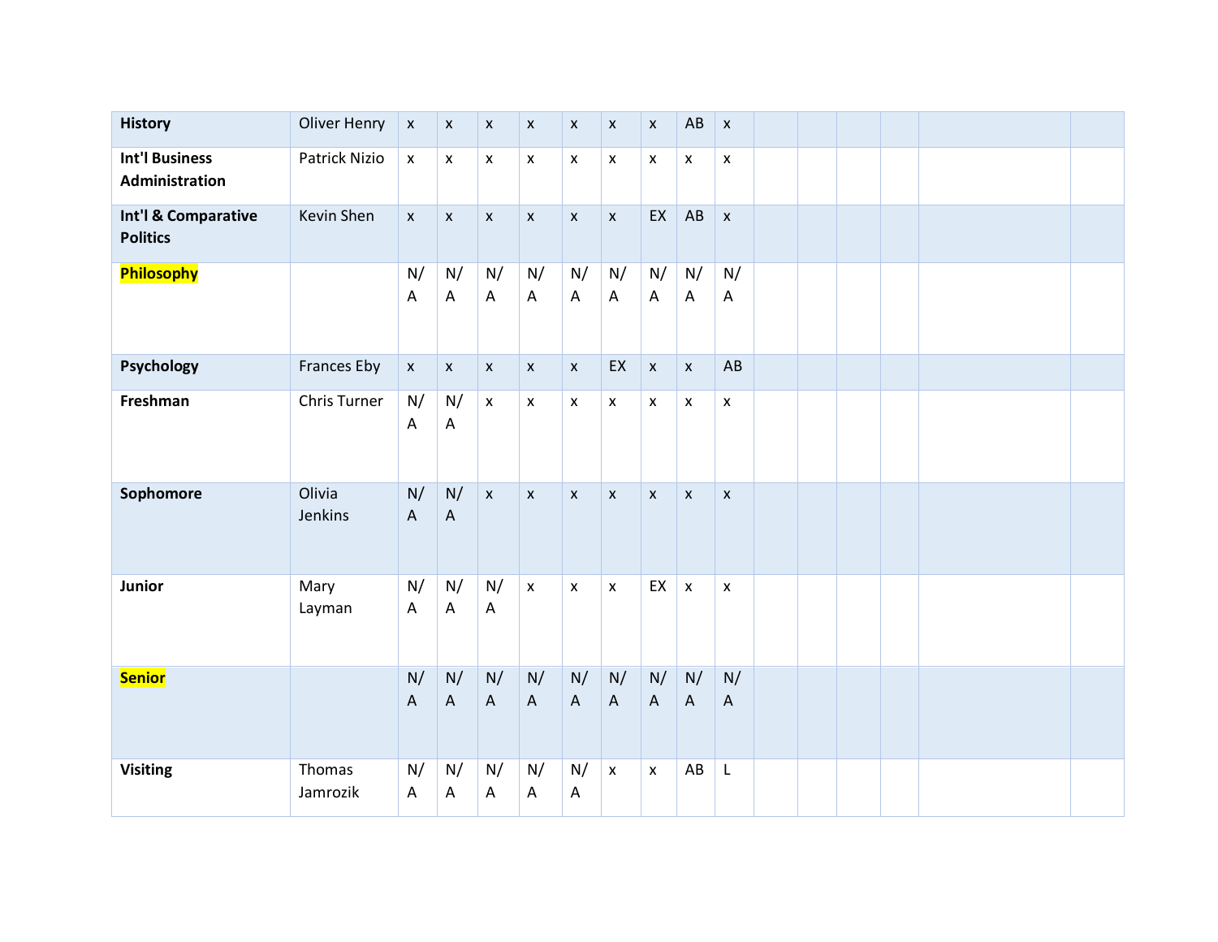| | | | | | | | | | | | | | | | | |
|---|---|---|---|---|---|---|---|---|---|---|---|---|---|---|---|---|
| **History** | Oliver Henry | x | x | x | x | x | x | x | AB | x | | | | | | |
| **Int'l Business Administration** | Patrick Nizio | x | x | x | x | x | x | x | x | x | | | | | | |
| **Int'l & Comparative Politics** | Kevin Shen | x | x | x | x | x | x | EX | AB | x | | | | | | |
| **Philosophy** | | N/A | N/A | N/A | N/A | N/A | N/A | N/A | N/A | N/A | | | | | | |
| **Psychology** | Frances Eby | x | x | x | x | x | EX | x | x | AB | | | | | | |
| **Freshman** | Chris Turner | N/A | N/A | x | x | x | x | x | x | x | | | | | | |
| **Sophomore** | Olivia Jenkins | N/A | N/A | x | x | x | x | x | x | x | | | | | | |
| **Junior** | Mary Layman | N/A | N/A | N/A | x | x | x | EX | x | x | | | | | | |
| **Senior** | | N/A | N/A | N/A | N/A | N/A | N/A | N/A | N/A | N/A | | | | | | |
| **Visiting** | Thomas Jamrozik | N/A | N/A | N/A | N/A | N/A | x | x | AB | L | | | | | | |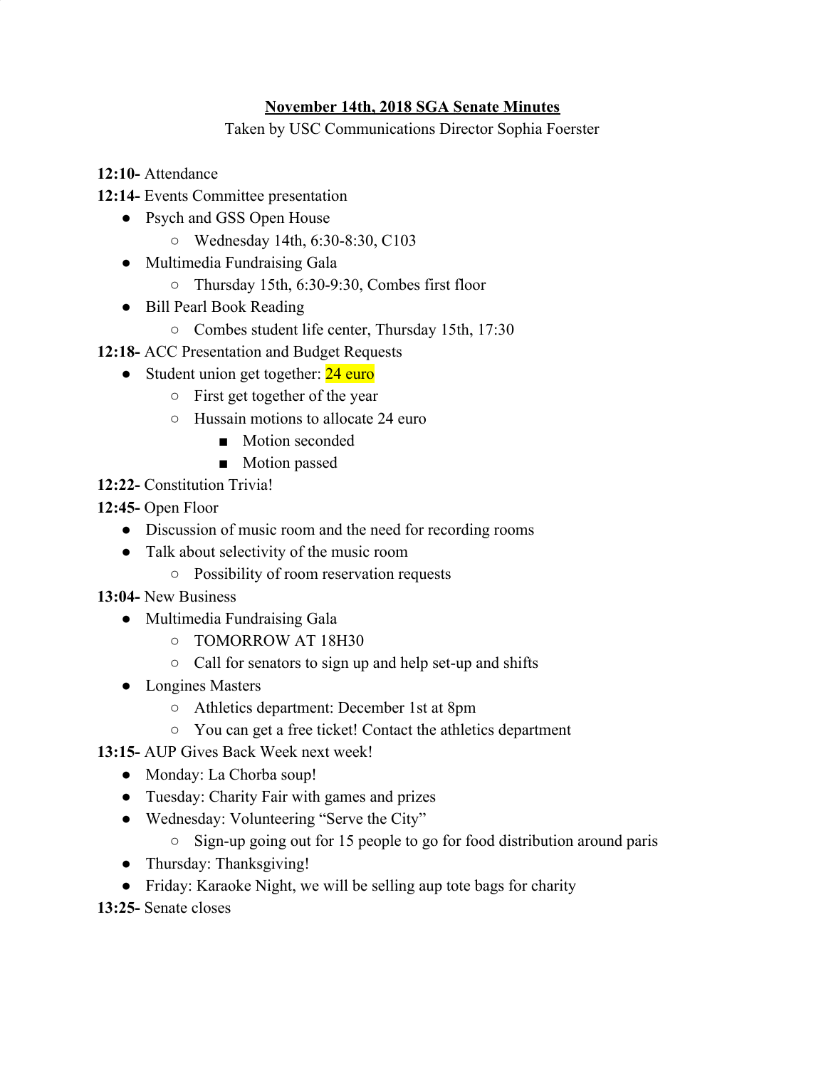**<u>November 14th, 2018 SGA Senate Minutes</u>**

Taken by USC Communications Director Sophia Foerster

**12:10-** Attendance

**12:14-** Events Committee presentation

- Psych and GSS Open House
  - Wednesday 14th, 6:30-8:30, C103
- Multimedia Fundraising Gala
  - Thursday 15th, 6:30-9:30, Combes first floor
- Bill Pearl Book Reading
  - Combes student life center, Thursday 15th, 17:30

**12:18-** ACC Presentation and Budget Requests

- Student union get together: 24 euro
  - First get together of the year
  - Hussain motions to allocate 24 euro
    - Motion seconded
    - Motion passed

**12:22-** Constitution Trivia!

**12:45-** Open Floor

- Discussion of music room and the need for recording rooms
- Talk about selectivity of the music room
  - Possibility of room reservation requests

**13:04-** New Business

- Multimedia Fundraising Gala
  - TOMORROW AT 18H30
  - Call for senators to sign up and help set-up and shifts
- Longines Masters
  - Athletics department: December 1st at 8pm
  - You can get a free ticket! Contact the athletics department

**13:15-** AUP Gives Back Week next week!

- Monday: La Chorba soup!
- Tuesday: Charity Fair with games and prizes
- Wednesday: Volunteering "Serve the City"
  - Sign-up going out for 15 people to go for food distribution around paris
- Thursday: Thanksgiving!
- Friday: Karaoke Night, we will be selling aup tote bags for charity

**13:25-** Senate closes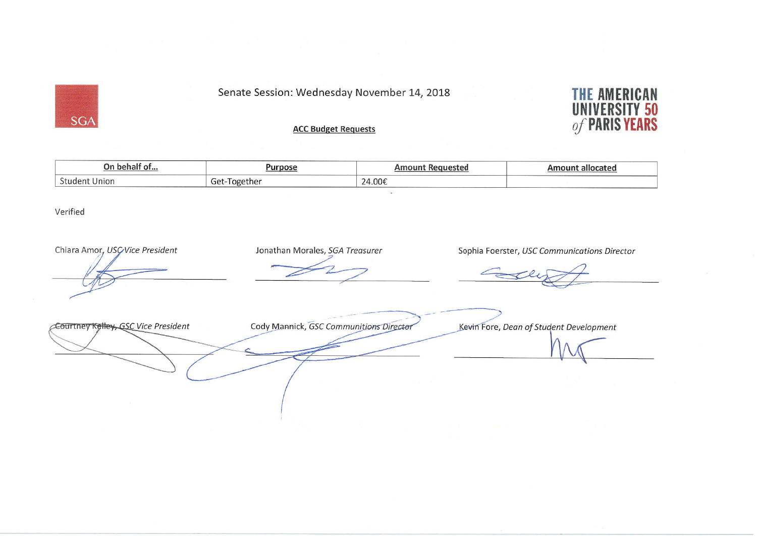SGA

Senate Session: Wednesday November 14, 2018

**ACC Budget Requests**

THE AMERICAN UNIVERSITY of PARIS 50 YEARS

| On behalf of... | Purpose | Amount Requested | Amount allocated |
|---|---|---|---|
| Student Union | Get-Together | 24.00€ | |

Verified

Chiara Amor, *USC Vice President*

Jonathan Morales, *SGA Treasurer*

Sophia Foerster, *USC Communications Director*

Courtney Kelley, *GSC Vice President*

Cody Mannick, *GSC Communitions Director*

Kevin Fore, *Dean of Student Development*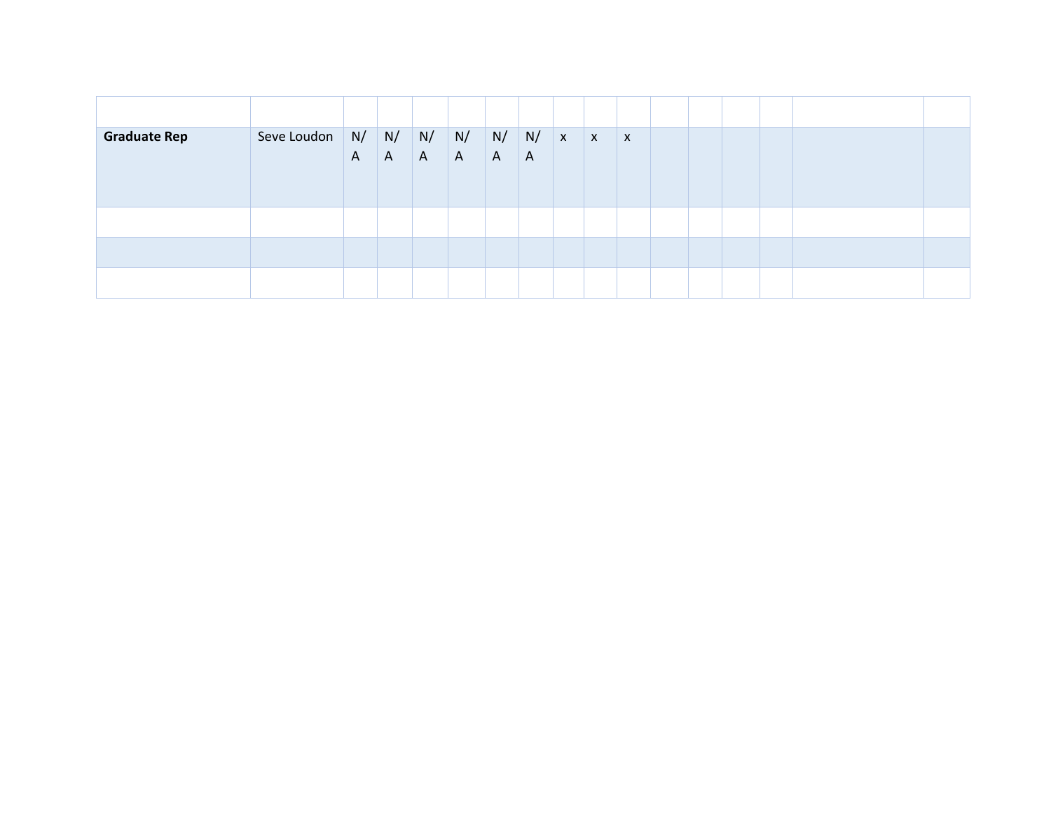| | | | | | | | | | | | | | | | | |
|---|---|---|---|---|---|---|---|---|---|---|---|---|---|---|---|---|
| **Graduate Rep** | Seve Loudon | N/A | N/A | N/A | N/A | N/A | N/A | x | x | x | | | | | | |
| | | | | | | | | | | | | | | | | |
| | | | | | | | | | | | | | | | | |
| | | | | | | | | | | | | | | | | |